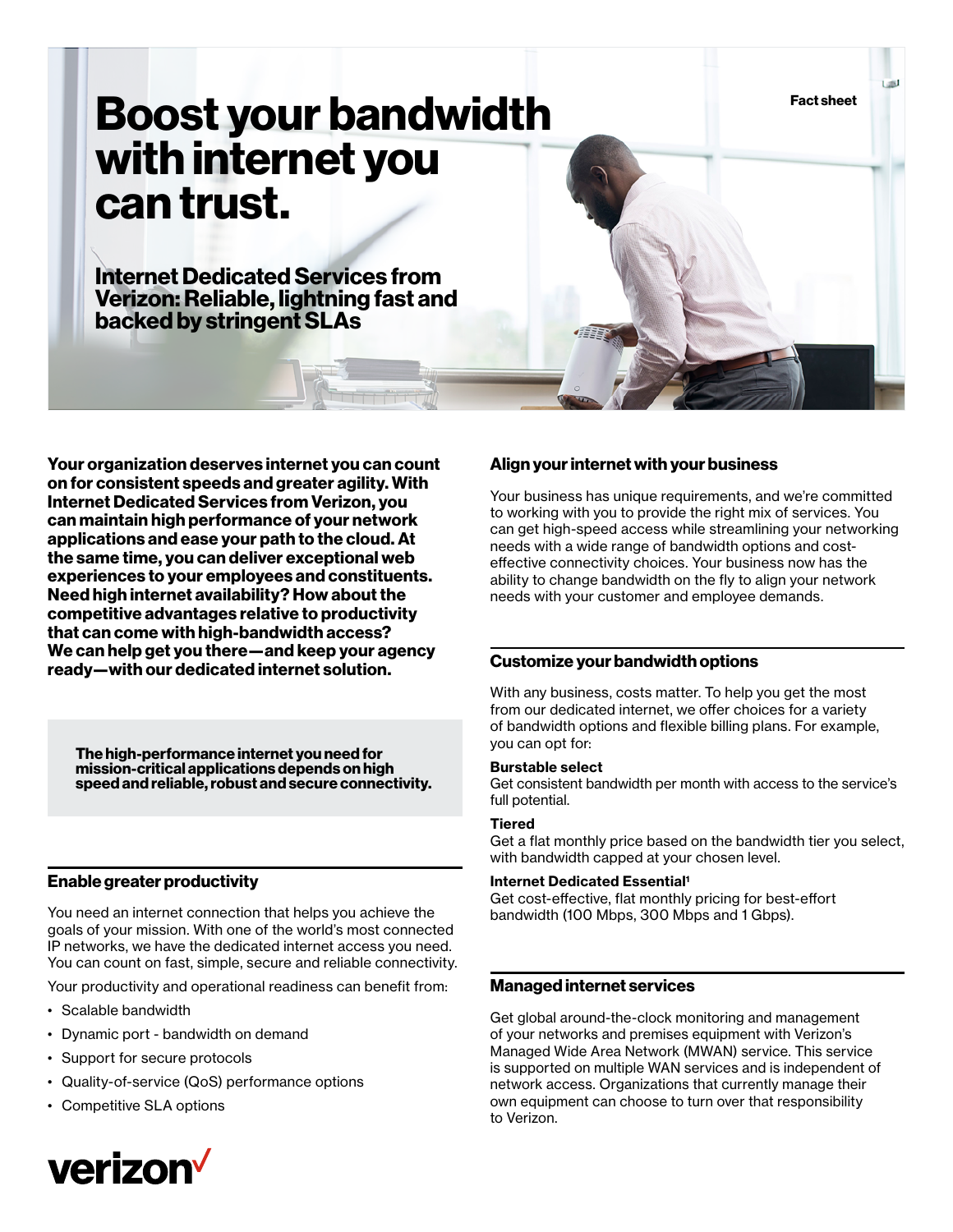Fact sheet

# Boost your bandwidth with internet you can trust.

## Internet Dedicated Services from Verizon: Reliable, lightning fast and backed by stringent SLAs

**Your organization deserves internet you can count on for consistent speeds and greater agility. With Internet Dedicated Services from Verizon, you can maintain high performance of your network applications and ease your path to the cloud. At the same time, you can deliver exceptional web experiences to your employees and constituents. Need high internet availability? How about the competitive advantages relative to productivity that can come with high-bandwidth access? We can help get you there—and keep your agency ready—with our dedicated internet solution.**

**The high-performance internet you need for mission-critical applications depends on high speed and reliable, robust and secure connectivity.**

### Enable greater productivity

You need an internet connection that helps you achieve the goals of your mission. With one of the world's most connected IP networks, we have the dedicated internet access you need. You can count on fast, simple, secure and reliable connectivity.

Your productivity and operational readiness can benefit from:

- Scalable bandwidth
- Dynamic port - bandwidth on demand
- Support for secure protocols
- Quality-of-service (QoS) performance options
- Competitive SLA options

### Align your internet with your business

Your business has unique requirements, and we're committed to working with you to provide the right mix of services. You can get high-speed access while streamlining your networking needs with a wide range of bandwidth options and cost-effective connectivity choices. Your business now has the ability to change bandwidth on the fly to align your network needs with your customer and employee demands.

### Customize your bandwidth options

With any business, costs matter. To help you get the most from our dedicated internet, we offer choices for a variety of bandwidth options and flexible billing plans. For example, you can opt for:

**Burstable select**
Get consistent bandwidth per month with access to the service's full potential.

**Tiered**
Get a flat monthly price based on the bandwidth tier you select, with bandwidth capped at your chosen level.

**Internet Dedicated Essential[1]**
Get cost-effective, flat monthly pricing for best-effort bandwidth (100 Mbps, 300 Mbps and 1 Gbps).

### Managed internet services

Get global around-the-clock monitoring and management of your networks and premises equipment with Verizon's Managed Wide Area Network (MWAN) service. This service is supported on multiple WAN services and is independent of network access. Organizations that currently manage their own equipment can choose to turn over that responsibility to Verizon.

verizon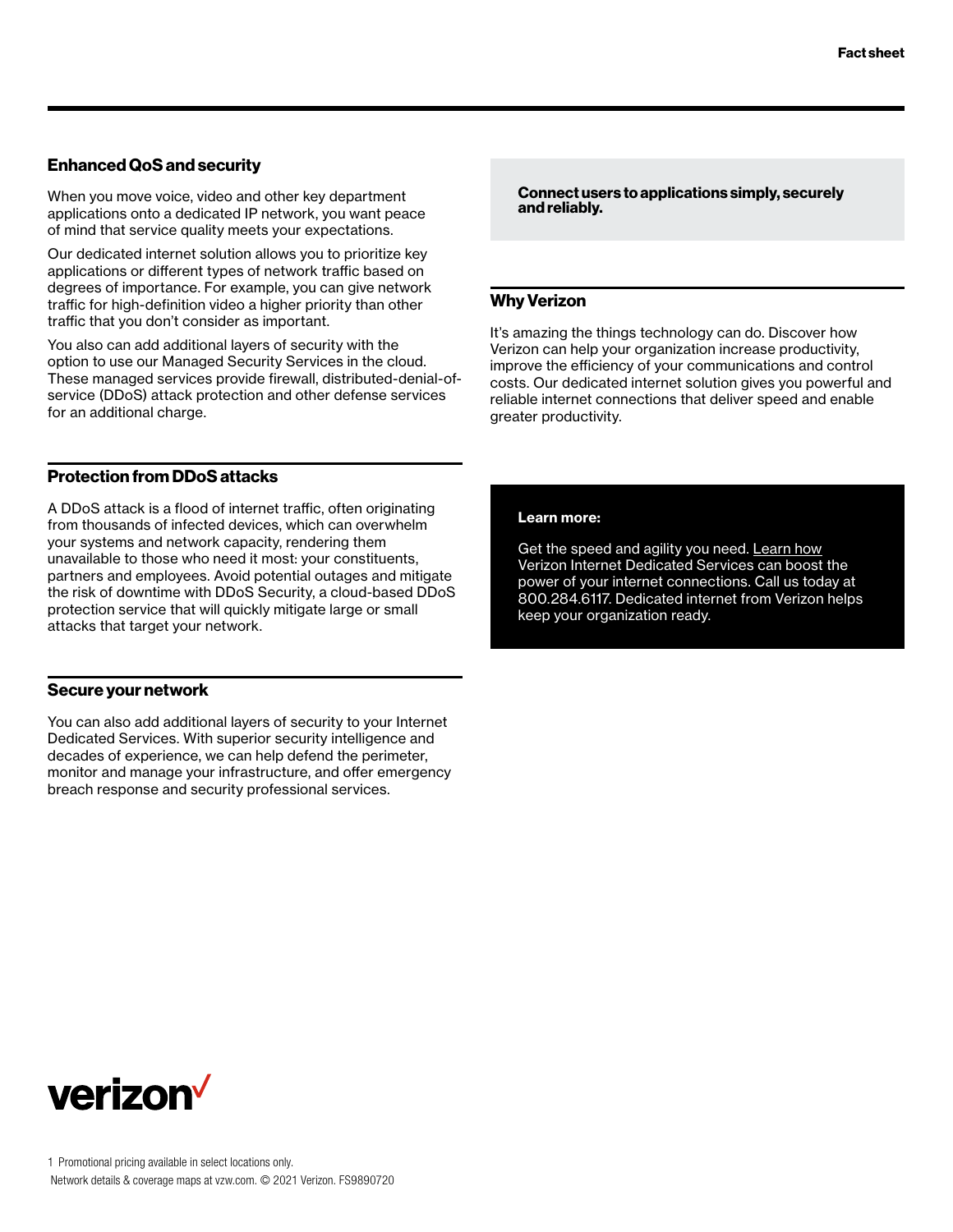## Enhanced QoS and security

When you move voice, video and other key department applications onto a dedicated IP network, you want peace of mind that service quality meets your expectations.

Our dedicated internet solution allows you to prioritize key applications or different types of network traffic based on degrees of importance. For example, you can give network traffic for high-definition video a higher priority than other traffic that you don't consider as important.

You also can add additional layers of security with the option to use our Managed Security Services in the cloud. These managed services provide firewall, distributed-denial-of-service (DDoS) attack protection and other defense services for an additional charge.

## Protection from DDoS attacks

A DDoS attack is a flood of internet traffic, often originating from thousands of infected devices, which can overwhelm your systems and network capacity, rendering them unavailable to those who need it most: your constituents, partners and employees. Avoid potential outages and mitigate the risk of downtime with DDoS Security, a cloud-based DDoS protection service that will quickly mitigate large or small attacks that target your network.

## Secure your network

You can also add additional layers of security to your Internet Dedicated Services. With superior security intelligence and decades of experience, we can help defend the perimeter, monitor and manage your infrastructure, and offer emergency breach response and security professional services.

**Connect users to applications simply, securely and reliably.**

## Why Verizon

It's amazing the things technology can do. Discover how Verizon can help your organization increase productivity, improve the efficiency of your communications and control costs. Our dedicated internet solution gives you powerful and reliable internet connections that deliver speed and enable greater productivity.

**Learn more:**

Get the speed and agility you need. Learn how Verizon Internet Dedicated Services can boost the power of your internet connections. Call us today at 800.284.6117. Dedicated internet from Verizon helps keep your organization ready.

verizon

1 Promotional pricing available in select locations only.

Network details & coverage maps at vzw.com. © 2021 Verizon. FS9890720